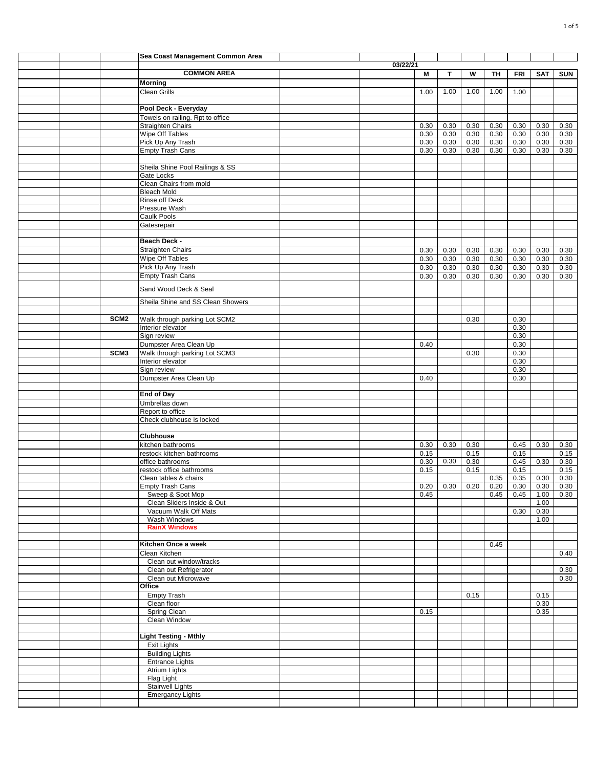| | COMMON AREA | M | T | W | TH | FRI | SAT | SUN |
|---|---|---|---|---|---|---|---|---|
| | **Sea Coast Management Common Area** | | | | | | | |
| | 03/22/21 | | | | | | | |
| | **Morning** | | | | | | | |
| | Clean Grills | 1.00 | 1.00 | 1.00 | 1.00 | 1.00 | | |
| | | | | | | | | |
| | **Pool Deck - Everyday** | | | | | | | |
| | Towels on railing. Rpt to office | | | | | | | |
| | Straighten Chairs | 0.30 | 0.30 | 0.30 | 0.30 | 0.30 | 0.30 | 0.30 |
| | Wipe Off Tables | 0.30 | 0.30 | 0.30 | 0.30 | 0.30 | 0.30 | 0.30 |
| | Pick Up Any Trash | 0.30 | 0.30 | 0.30 | 0.30 | 0.30 | 0.30 | 0.30 |
| | Empty Trash Cans | 0.30 | 0.30 | 0.30 | 0.30 | 0.30 | 0.30 | 0.30 |
| | | | | | | | | |
| | Sheila Shine Pool Railings & SS | | | | | | | |
| | Gate Locks | | | | | | | |
| | Clean Chairs from mold | | | | | | | |
| | Bleach Mold | | | | | | | |
| | Rinse off Deck | | | | | | | |
| | Pressure Wash | | | | | | | |
| | Caulk Pools | | | | | | | |
| | Gatesrepair | | | | | | | |
| | | | | | | | | |
| | **Beach Deck -** | | | | | | | |
| | Straighten Chairs | 0.30 | 0.30 | 0.30 | 0.30 | 0.30 | 0.30 | 0.30 |
| | Wipe Off Tables | 0.30 | 0.30 | 0.30 | 0.30 | 0.30 | 0.30 | 0.30 |
| | Pick Up Any Trash | 0.30 | 0.30 | 0.30 | 0.30 | 0.30 | 0.30 | 0.30 |
| | Empty Trash Cans | 0.30 | 0.30 | 0.30 | 0.30 | 0.30 | 0.30 | 0.30 |
| | Sand Wood Deck & Seal | | | | | | | |
| | Sheila Shine and SS Clean Showers | | | | | | | |
| | | | | | | | | |
| **SCM2** | Walk through parking Lot SCM2 | | | 0.30 | | 0.30 | | |
| | Interior elevator | | | | | 0.30 | | |
| | Sign review | | | | | 0.30 | | |
| | Dumpster Area Clean Up | 0.40 | | | | 0.30 | | |
| **SCM3** | Walk through parking Lot SCM3 | | | 0.30 | | 0.30 | | |
| | Interior elevator | | | | | 0.30 | | |
| | Sign review | | | | | 0.30 | | |
| | Dumpster Area Clean Up | 0.40 | | | | 0.30 | | |
| | | | | | | | | |
| | **End of Day** | | | | | | | |
| | Umbrellas down | | | | | | | |
| | Report to office | | | | | | | |
| | Check clubhouse is locked | | | | | | | |
| | | | | | | | | |
| | **Clubhouse** | | | | | | | |
| | kitchen bathrooms | 0.30 | 0.30 | 0.30 | | 0.45 | 0.30 | 0.30 |
| | restock kitchen bathrooms | 0.15 | | 0.15 | | 0.15 | | 0.15 |
| | office bathrooms | 0.30 | 0.30 | 0.30 | | 0.45 | 0.30 | 0.30 |
| | restock office bathrooms | 0.15 | | 0.15 | | 0.15 | | 0.15 |
| | Clean tables & chairs | | | | 0.35 | 0.35 | 0.30 | 0.30 |
| | Empty Trash Cans | 0.20 | 0.30 | 0.20 | 0.20 | 0.30 | 0.30 | 0.30 |
| | Sweep & Spot Mop | 0.45 | | | 0.45 | 0.45 | 1.00 | 0.30 |
| | Clean Sliders Inside & Out | | | | | | 1.00 | |
| | Vacuum Walk Off Mats | | | | | 0.30 | 0.30 | |
| | Wash Windows | | | | | | 1.00 | |
| | **RainX Windows** | | | | | | | |
| | | | | | | | | |
| | **Kitchen Once a week** | | | | 0.45 | | | |
| | Clean Kitchen | | | | | | | 0.40 |
| | Clean out window/tracks | | | | | | | |
| | Clean out Refrigerator | | | | | | | 0.30 |
| | Clean out Microwave | | | | | | | 0.30 |
| | **Office** | | | | | | | |
| | Empty Trash | | | 0.15 | | | 0.15 | |
| | Clean floor | | | | | | 0.30 | |
| | Spring Clean | 0.15 | | | | | 0.35 | |
| | Clean Window | | | | | | | |
| | | | | | | | | |
| | **Light Testing - Mthly** | | | | | | | |
| | Exit Lights | | | | | | | |
| | Building Lights | | | | | | | |
| | Entrance Lights | | | | | | | |
| | Atrium Lights | | | | | | | |
| | Flag Light | | | | | | | |
| | Stairwell Lights | | | | | | | |
| | Emergancy Lights | | | | | | | |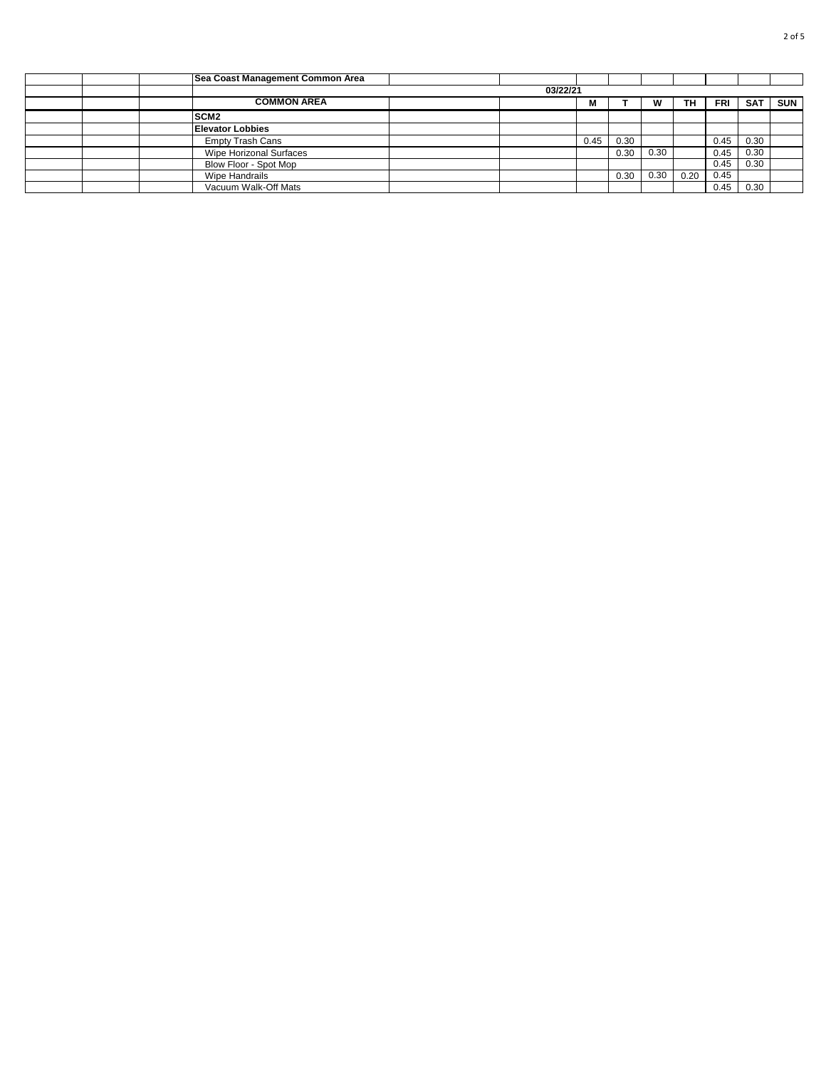| | | | Sea Coast Management Common Area | | | | | | | | | |
|---|---|---|---|---|---|---|---|---|---|---|---|---|
| | | | | | 03/22/21 | | | | | | | |
| | | | COMMON AREA | | | M | T | W | TH | FRI | SAT | SUN |
| | | | **SCM2** | | | | | | | | | |
| | | | **Elevator Lobbies** | | | | | | | | | |
| | | | Empty Trash Cans | | | 0.45 | 0.30 | | | 0.45 | 0.30 | |
| | | | Wipe Horizonal Surfaces | | | | 0.30 | 0.30 | | 0.45 | 0.30 | |
| | | | Blow Floor - Spot Mop | | | | | | | 0.45 | 0.30 | |
| | | | Wipe Handrails | | | | 0.30 | 0.30 | 0.20 | 0.45 | | |
| | | | Vacuum Walk-Off Mats | | | | | | | 0.45 | 0.30 | |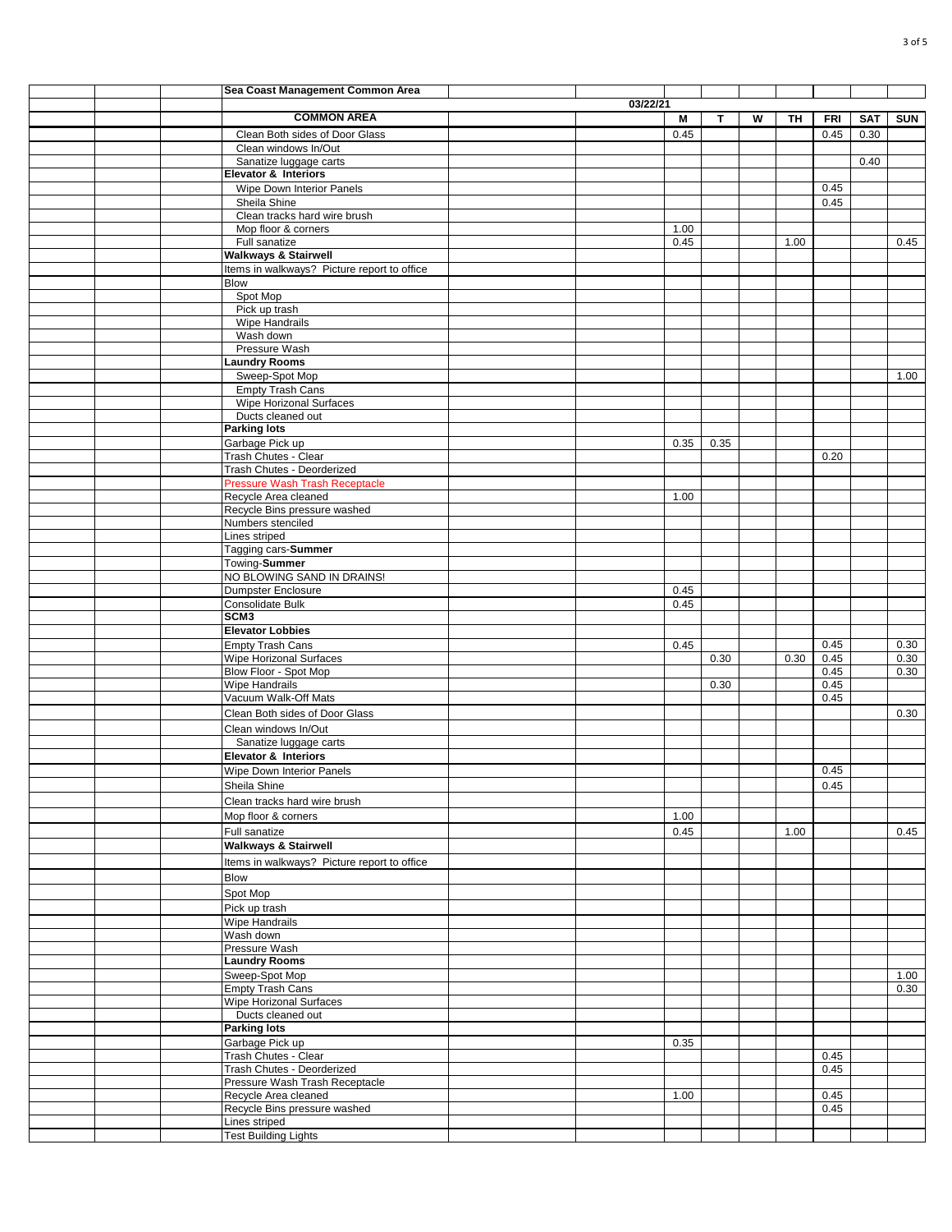| Sea Coast Management Common Area | | | | | | | |
|---|---|---|---|---|---|---|---|
| | 03/22/21 | | | | | | |
| **COMMON AREA** | **M** | **T** | **W** | **TH** | **FRI** | **SAT** | **SUN** |
| Clean Both sides of Door Glass | 0.45 | | | | 0.45 | 0.30 | |
| Clean windows In/Out | | | | | | | |
| Sanatize luggage carts | | | | | | 0.40 | |
| **Elevator & Interiors** | | | | | | | |
| Wipe Down Interior Panels | | | | | 0.45 | | |
| Sheila Shine | | | | | 0.45 | | |
| Clean tracks hard wire brush | | | | | | | |
| Mop floor & corners | 1.00 | | | | | | |
| Full sanatize | 0.45 | | | 1.00 | | | 0.45 |
| **Walkways & Stairwell** | | | | | | | |
| Items in walkways? Picture report to office | | | | | | | |
| Blow | | | | | | | |
| Spot Mop | | | | | | | |
| Pick up trash | | | | | | | |
| Wipe Handrails | | | | | | | |
| Wash down | | | | | | | |
| Pressure Wash | | | | | | | |
| **Laundry Rooms** | | | | | | | |
| Sweep-Spot Mop | | | | | | | 1.00 |
| Empty Trash Cans | | | | | | | |
| Wipe Horizonal Surfaces | | | | | | | |
| Ducts cleaned out | | | | | | | |
| **Parking lots** | | | | | | | |
| Garbage Pick up | 0.35 | 0.35 | | | | | |
| Trash Chutes - Clear | | | | | 0.20 | | |
| Trash Chutes - Deorderized | | | | | | | |
| Pressure Wash Trash Receptacle | | | | | | | |
| Recycle Area cleaned | 1.00 | | | | | | |
| Recycle Bins pressure washed | | | | | | | |
| Numbers stenciled | | | | | | | |
| Lines striped | | | | | | | |
| Tagging cars-**Summer** | | | | | | | |
| Towing-**Summer** | | | | | | | |
| NO BLOWING SAND IN DRAINS! | | | | | | | |
| Dumpster Enclosure | 0.45 | | | | | | |
| Consolidate Bulk | 0.45 | | | | | | |
| **SCM3** | | | | | | | |
| **Elevator Lobbies** | | | | | | | |
| Empty Trash Cans | 0.45 | | | | 0.45 | | 0.30 |
| Wipe Horizontal Surfaces | | 0.30 | | 0.30 | 0.45 | | 0.30 |
| Blow Floor - Spot Mop | | | | | 0.45 | | 0.30 |
| Wipe Handrails | | 0.30 | | | 0.45 | | |
| Vacuum Walk-Off Mats | | | | | 0.45 | | |
| Clean Both sides of Door Glass | | | | | | | 0.30 |
| Clean windows In/Out | | | | | | | |
| Sanatize luggage carts | | | | | | | |
| **Elevator & Interiors** | | | | | | | |
| Wipe Down Interior Panels | | | | | 0.45 | | |
| Sheila Shine | | | | | 0.45 | | |
| Clean tracks hard wire brush | | | | | | | |
| Mop floor & corners | 1.00 | | | | | | |
| Full sanatize | 0.45 | | | 1.00 | | | 0.45 |
| **Walkways & Stairwell** | | | | | | | |
| Items in walkways? Picture report to office | | | | | | | |
| Blow | | | | | | | |
| Spot Mop | | | | | | | |
| Pick up trash | | | | | | | |
| Wipe Handrails | | | | | | | |
| Wash down | | | | | | | |
| Pressure Wash | | | | | | | |
| **Laundry Rooms** | | | | | | | |
| Sweep-Spot Mop | | | | | | | 1.00 |
| Empty Trash Cans | | | | | | | 0.30 |
| Wipe Horizonal Surfaces | | | | | | | |
| Ducts cleaned out | | | | | | | |
| **Parking lots** | | | | | | | |
| Garbage Pick up | 0.35 | | | | | | |
| Trash Chutes - Clear | | | | | 0.45 | | |
| Trash Chutes - Deorderized | | | | | 0.45 | | |
| Pressure Wash Trash Receptacle | | | | | | | |
| Recycle Area cleaned | 1.00 | | | | 0.45 | | |
| Recycle Bins pressure washed | | | | | 0.45 | | |
| Lines striped | | | | | | | |
| Test Building Lights | | | | | | | |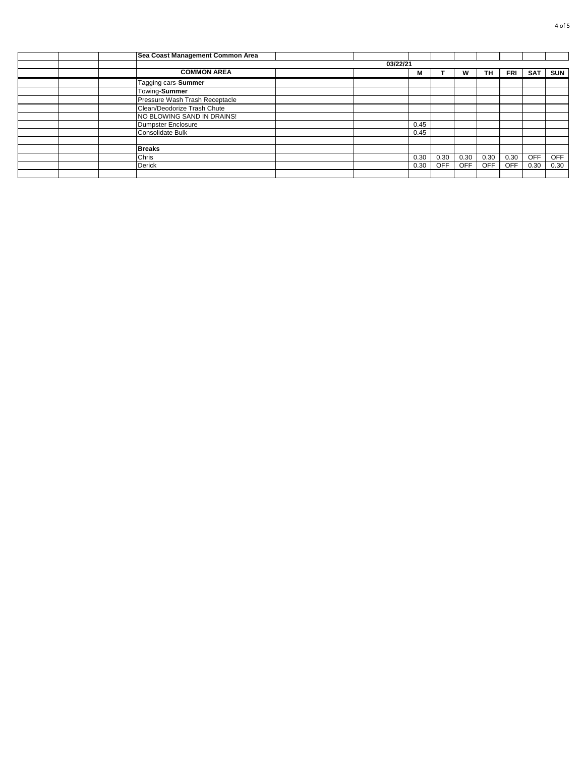| Sea Coast Management Common Area | | | | | | | | |
|---|---|---|---|---|---|---|---|---|
| | 03/22/21 | | | | | | | |
| **COMMON AREA** | | **M** | **T** | **W** | **TH** | **FRI** | **SAT** | **SUN** |
| Tagging cars-**Summer** | | | | | | | | |
| Towing-**Summer** | | | | | | | | |
| Pressure Wash Trash Receptacle | | | | | | | | |
| Clean/Deodorize Trash Chute | | | | | | | | |
| NO BLOWING SAND IN DRAINS! | | | | | | | | |
| Dumpster Enclosure | | 0.45 | | | | | | |
| Consolidate Bulk | | 0.45 | | | | | | |
| | | | | | | | | |
| **Breaks** | | | | | | | | |
| Chris | | 0.30 | 0.30 | 0.30 | 0.30 | 0.30 | OFF | OFF |
| Derick | | 0.30 | OFF | OFF | OFF | OFF | 0.30 | 0.30 |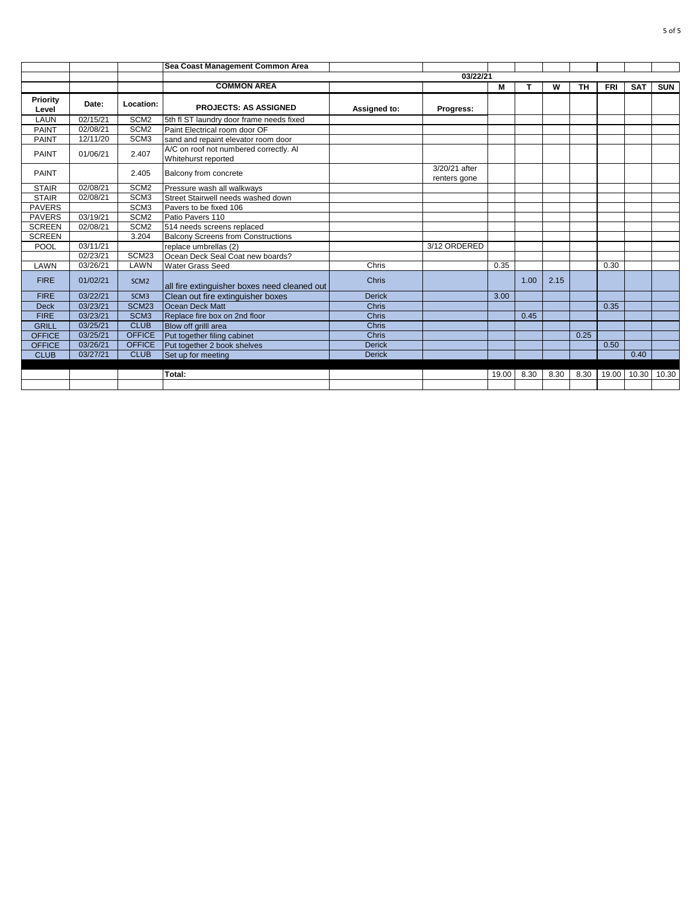| | | | | | | | | | | | | |
|---|---|---|---|---|---|---|---|---|---|---|---|---|
| | | | **Sea Coast Management Common Area** | | | | | | | | | |
| | | | | | **03/22/21** | | | | | | | |
| | | | **COMMON AREA** | | | **M** | **T** | **W** | **TH** | **FRI** | **SAT** | **SUN** |
| **Priority Level** | **Date:** | **Location:** | **PROJECTS: AS ASSIGNED** | **Assigned to:** | **Progress:** | | | | | | | |
| LAUN | 02/15/21 | SCM2 | 5th fl ST laundry door frame needs fixed | | | | | | | | | |
| PAINT | 02/08/21 | SCM2 | Paint Electrical room door OF | | | | | | | | | |
| PAINT | 12/11/20 | SCM3 | sand and repaint elevator room door | | | | | | | | | |
| PAINT | 01/06/21 | 2.407 | A/C on roof not numbered correctly. Al Whitehurst reported | | | | | | | | | |
| PAINT | | 2.405 | Balcony from concrete | | 3/20/21 after renters gone | | | | | | | |
| STAIR | 02/08/21 | SCM2 | Pressure wash all walkways | | | | | | | | | |
| STAIR | 02/08/21 | SCM3 | Street Stairwell needs washed down | | | | | | | | | |
| PAVERS | | SCM3 | Pavers to be fixed 106 | | | | | | | | | |
| PAVERS | 03/19/21 | SCM2 | Patio Pavers 110 | | | | | | | | | |
| SCREEN | 02/08/21 | SCM2 | 514 needs screens replaced | | | | | | | | | |
| SCREEN | | 3.204 | Balcony Screens from Constructions | | | | | | | | | |
| POOL | 03/11/21 | | replace umbrellas (2) | | 3/12 ORDERED | | | | | | | |
| | 02/23/21 | SCM23 | Ocean Deck Seal Coat new boards? | | | | | | | | | |
| LAWN | 03/26/21 | LAWN | Water Grass Seed | Chris | | 0.35 | | | | 0.30 | | |
| FIRE | 01/02/21 | SCM2 | all fire extinguisher boxes need cleaned out | Chris | | | 1.00 | 2.15 | | | | |
| FIRE | 03/22/21 | SCM3 | Clean out fire extinguisher boxes | Derick | | 3.00 | | | | | | |
| Deck | 03/23/21 | SCM23 | Ocean Deck Matt | Chris | | | | | | 0.35 | | |
| FIRE | 03/23/21 | SCM3 | Replace fire box on 2nd floor | Chris | | | 0.45 | | | | | |
| GRILL | 03/25/21 | CLUB | Blow off grilll area | Chris | | | | | | | | |
| OFFICE | 03/25/21 | OFFICE | Put together filing cabinet | Chris | | | | | 0.25 | | | |
| OFFICE | 03/26/21 | OFFICE | Put together 2 book shelves | Derick | | | | | | 0.50 | | |
| CLUB | 03/27/21 | CLUB | Set up for meeting | Derick | | | | | | | 0.40 | |
| | | | | | | | | | | | | |
| | | | **Total:** | | | 19.00 | 8.30 | 8.30 | 8.30 | 19.00 | 10.30 | 10.30 |
| | | | | | | | | | | | | |